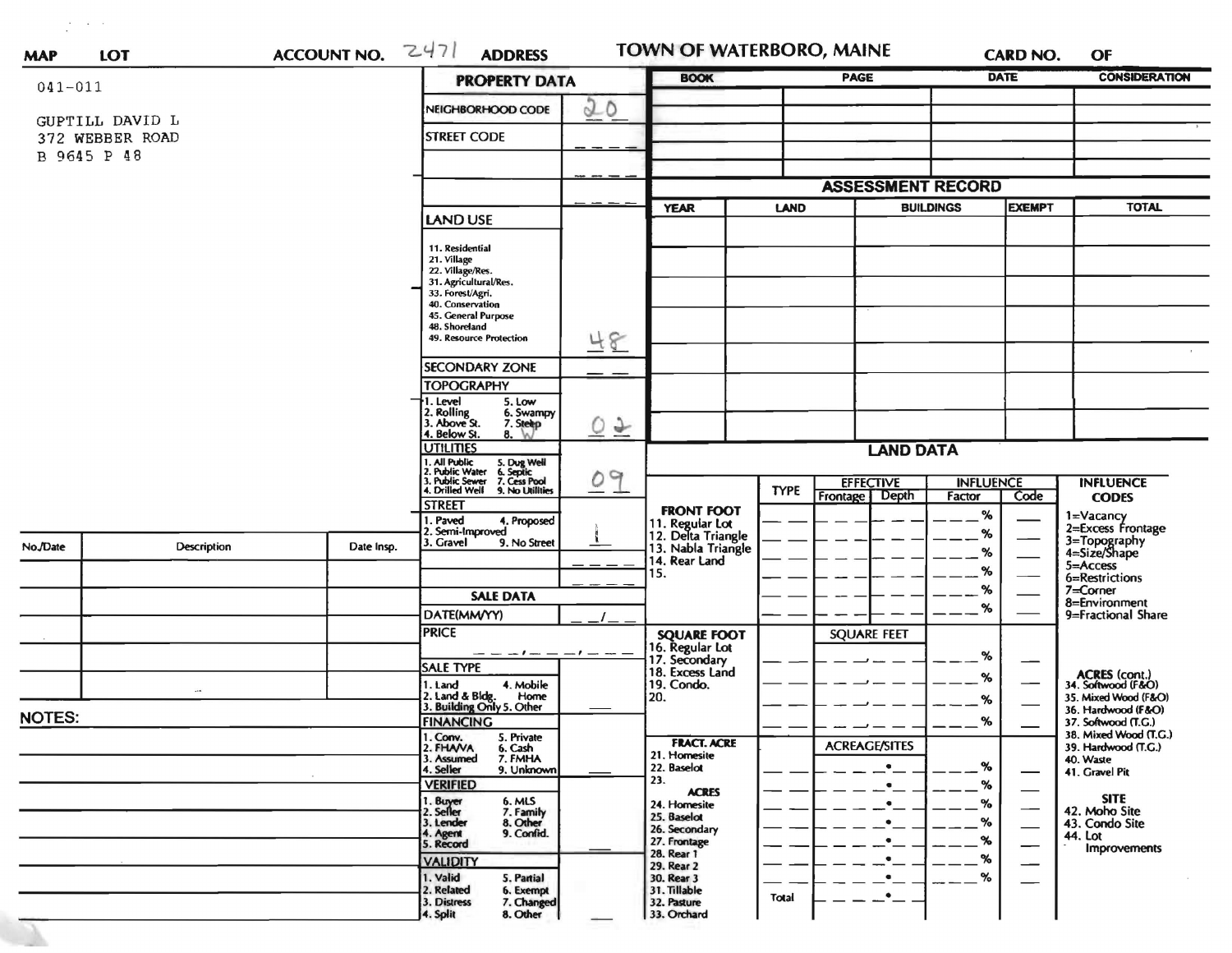MAP LOT ACCOUNT NO. 2471 ADDRESS **TOWN OF WATERBORO, MAINE** CARD NO. OF

041-011

GUPTILL DAVID L
372 WEBBER ROAD
B 9645 P 48

## PROPERTY DATA

| | |
|---|---|
| NEIGHBORHOOD CODE | 20 |
| STREET CODE | |
| | |
| | |

**LAND USE**

11. Residential
21. Village
22. Village/Res.
31. Agricultural/Res.
33. Forest/Agri.
40. Conservation
45. General Purpose
48. Shoreland
49. Resource Protection

48

| | |
|---|---|
| SECONDARY ZONE | |

**TOPOGRAPHY**

1. Level 5. Low
2. Rolling 6. Swampy
3. Above St. 7. Steep
4. Below St. 8. W

02

**UTILITIES**

1. All Public 5. Dug Well
2. Public Water 6. Septic
3. Public Sewer 7. Cess Pool
4. Drilled Well 9. No Utilities

09

**STREET**

1. Paved 4. Proposed
2. Semi-Improved
3. Gravel 9. No Street

1

**SALE DATA**

DATE(MM/YY) __/__

PRICE

**SALE TYPE**

1. Land 4. Mobile Home
2. Land & Bldg.
3. Building Only 5. Other

**FINANCING**

1. Conv. 5. Private
2. FHA/VA 6. Cash
3. Assumed 7. FMHA
4. Seller 9. Unknown

**VERIFIED**

1. Buyer 6. MLS
2. Seller 7. Family
3. Lender 8. Other
4. Agent 9. Confid.
5. Record

**VALIDITY**

1. Valid 5. Partial
2. Related 6. Exempt
3. Distress 7. Changed
4. Split 8. Other

| BOOK | PAGE | DATE | CONSIDERATION |
|---|---|---|---|
| | | | |
| | | | |
| | | | |
| | | | |

## ASSESSMENT RECORD

| YEAR | LAND | BUILDINGS | EXEMPT | TOTAL |
|---|---|---|---|---|
| | | | | |
| | | | | |
| | | | | |
| | | | | |
| | | | | |
| | | | | |
| | | | | |

| No./Date | Description | Date Insp. |
|---|---|---|
| | | |
| | | |
| | | |
| | | |
| | | |

NOTES:

## LAND DATA

| | TYPE | EFFECTIVE Frontage | EFFECTIVE Depth | INFLUENCE Factor | INFLUENCE Code |
|---|---|---|---|---|---|
| **FRONT FOOT** 11. Regular Lot 12. Delta Triangle 13. Nabla Triangle 14. Rear Land 15. | | | | % | |
| **SQUARE FOOT** 16. Regular Lot 17. Secondary 18. Excess Land 19. Condo. 20. | | SQUARE FEET | | % | |
| **FRACT. ACRE** 21. Homesite 22. Baselot 23. **ACRES** 24. Homesite 25. Baselot 26. Secondary 27. Frontage 28. Rear 1 29. Rear 2 30. Rear 3 31. Tillable 32. Pasture 33. Orchard | | ACREAGE/SITES | | % | |
| | Total | | | | |

**INFLUENCE CODES**

1=Vacancy
2=Excess Frontage
3=Topography
4=Size/Shape
5=Access
6=Restrictions
7=Corner
8=Environment
9=Fractional Share

**ACRES (cont.)**

34. Softwood (F&O)
35. Mixed Wood (F&O)
36. Hardwood (F&O)
37. Softwood (T.G.)
38. Mixed Wood (T.G.)
39. Hardwood (T.G.)
40. Waste
41. Gravel Pit

**SITE**

42. Moho Site
43. Condo Site
44. Lot Improvements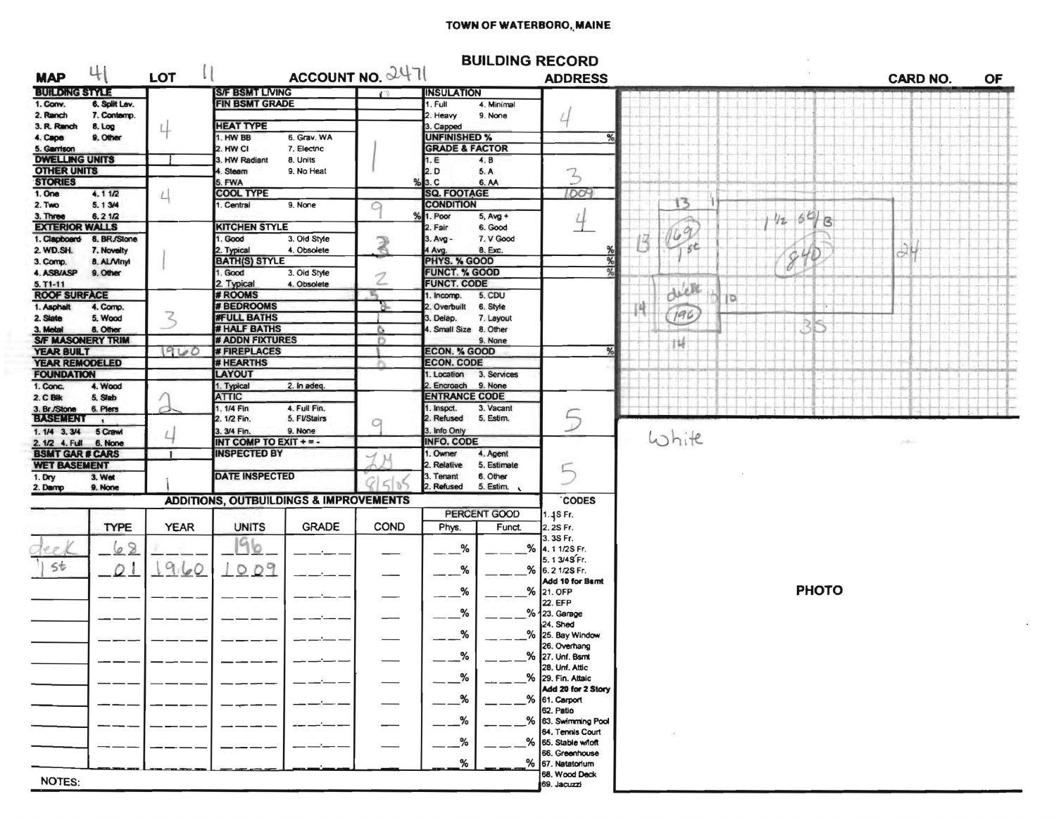TOWN OF WATERBORO, MAINE

# BUILDING RECORD

MAP 41 LOT 11 ACCOUNT NO. 2471 ADDRESS CARD NO. OF

| | | | | | |
|---|---|---|---|---|---|
| **BUILDING STYLE** 1. Conv. 6. Split Lev. 2. Ranch 7. Contemp. 3. R. Ranch 8. Log 4. Cape 9. Other 5. Garrison | 4 | **S/F BSMT LIVING** | 0 | **INSULATION** 1. Full 4. Minimal 2. Heavy 9. None 3. Capped | 4 |
| **DWELLING UNITS** | 1 | **FIN BSMT GRADE** | | **UNFINISHED %** | % |
| **OTHER UNITS** | | **HEAT TYPE** 1. HW BB 6. Grav. WA 2. HW CI 7. Electric 3. HW Radiant 8. Units 4. Steam 9. No Heat 5. FWA | 1 % | **GRADE & FACTOR** 1. E 4. B 2. D 5. A 3. C 6. AA | 3 |
| **STORIES** 1. One 4. 1 1/2 2. Two 5. 1 3/4 3. Three 6. 2 1/2 | 4 | **COOL TYPE** 1. Central 9. None | 9 % | **SQ. FOOTAGE** | 1009 |
| **EXTERIOR WALLS** 1. Clapboard 6. BR./Stone 2. WD.SH. 7. Novelty 3. Comp. 8. AL/Vinyl 4. ASB/ASP 9. Other 5. T1-11 | 1 | **KITCHEN STYLE** 1. Good 3. Old Style 2. Typical 4. Obsolete | 3 | **CONDITION** 1. Poor 5. Avg + 2. Fair 6. Good 3. Avg - 7. V Good 4 Avg. 8. Exc. | 4 % |
| | | **BATH(S) STYLE** 1. Good 3. Old Style 2. Typical 4. Obsolete | 2 | **PHYS. % GOOD** | % |
| | | | | **FUNCT. % GOOD** | % |
| **ROOF SURFACE** 1. Asphalt 4. Comp. 2. Slate 5. Wood 3. Metal 8. Other | 3 | **# ROOMS** | 5 | **FUNCT. CODE** 1. Incomp. 5. CDU 2. Overbuilt 6. Style 3. Delap. 7. Layout 4. Small Size 8. Other 9. None | |
| | | **# BEDROOMS** | 2 | | |
| | | **#FULL BATHS** | 1 | | |
| | | **# HALF BATHS** | 0 | | |
| **S/F MASONERY TRIM** | | **# ADDN FIXTURES** | 0 | | |
| **YEAR BUILT** | 1960 | **# FIREPLACES** | 1 | **ECON. % GOOD** | % |
| **YEAR REMODELED** | | **# HEARTHS** | 0 | **ECON. CODE** 1. Location 3. Services 2. Encroach 9. None | |
| **FOUNDATION** 1. Conc. 4. Wood 2. C Blk 5. Slab 3. Br./Stone 6. Piers | 2 | **LAYOUT** 1. Typical 2. In adeq. | | | |
| **BASEMENT** 1. 1/4 3. 3/4 5 Crawl 2. 1/2 4. Full 6. None | 4 | **ATTIC** 1. 1/4 Fin 4. Full Fin. 2. 1/2 Fin. 5. Fl/Stairs 3. 3/4 Fin. 9. None | 9 | **ENTRANCE CODE** 1. Inspct. 3. Vacant 2. Refused 5. Estim. 3. Info Only | 5 |
| **BSMT GAR # CARS** | 1 | **INT COMP TO EXIT + = -** | | **INFO. CODE** 1. Owner 4. Agent 2. Relative 5. Estimate 3. Tenant 6. Other 2. Refused 5. Estim. | 5 |
| **WET BASEMENT** 1. Dry 3. Wet 2. Damp 9. None | 1 | **INSPECTED BY** | LM | | |
| | | **DATE INSPECTED** | 8/5/05 | | |

## ADDITIONS, OUTBUILDINGS & IMPROVEMENTS

| | TYPE | YEAR | UNITS | GRADE | COND | PERCENT GOOD Phys. | Funct. |
|---|---|---|---|---|---|---|---|
| deck | 68 | | 196 | | | % | % |
| 1 st | 01 | 1960 | 1009 | | | % | % |
| | | | | | | % | % |
| | | | | | | % | % |
| | | | | | | % | % |
| | | | | | | % | % |
| | | | | | | % | % |
| | | | | | | % | % |
| | | | | | | % | % |
| | | | | | | % | % |
| | | | | | | % | % |

**CODES**
1. 1S Fr.
2. 2S Fr.
3. 3S Fr.
4. 1 1/2S Fr.
5. 1 3/4S Fr.
6. 2 1/2S Fr.
Add 10 for Bsmt
21. OFP
22. EFP
23. Garage
24. Shed
25. Bay Window
26. Overhang
27. Unf. Bsmt
28. Unf. Attic
29. Fin. Attaic
Add 20 for 2 Story
61. Carport
62. Patio
63. Swimming Pool
64. Tennis Court
65. Stable w/loft
66. Greenhouse
67. Natatorium
68. Wood Deck
69. Jacuzzi

NOTES:

13 1
13 169 1st
1 1/2 st/B
840
24
14 deck 196 10
14
35

White

PHOTO